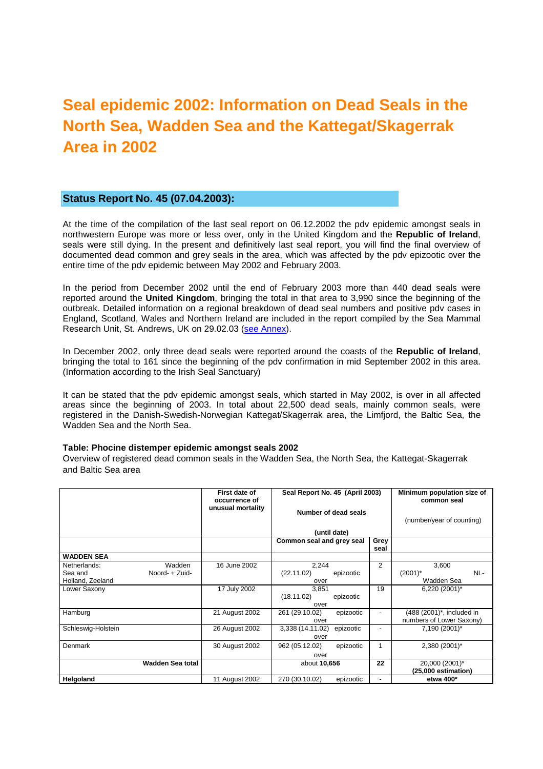# Seal epidemic 2002: Information on Dead Seals in the North Sea, Wadden Sea and the Kattegat/Skagerrak Area in 2002

## Status Report No. 45 (07.04.2003):

At the time of the compilation of the last seal report on 06.12.2002 the pdv epidemic amongst seals in northwestern Europe was more or less over, only in the United Kingdom and the **Republic of Ireland**, seals were still dying. In the present and definitively last seal report, you will find the final overview of documented dead common and grey seals in the area, which was affected by the pdv epizootic over the entire time of the pdv epidemic between May 2002 and February 2003.

In the period from December 2002 until the end of February 2003 more than 440 dead seals were reported around the **United Kingdom**, bringing the total in that area to 3,990 since the beginning of the outbreak. Detailed information on a regional breakdown of dead seal numbers and positive pdv cases in England, Scotland, Wales and Northern Ireland are included in the report compiled by the Sea Mammal Research Unit, St. Andrews, UK on 29.02.03 (see Annex).

In December 2002, only three dead seals were reported around the coasts of the **Republic of Ireland**, bringing the total to 161 since the beginning of the pdv confirmation in mid September 2002 in this area. (Information according to the Irish Seal Sanctuary)

It can be stated that the pdv epidemic amongst seals, which started in May 2002, is over in all affected areas since the beginning of 2003. In total about 22,500 dead seals, mainly common seals, were registered in the Danish-Swedish-Norwegian Kattegat/Skagerrak area, the Limfjord, the Baltic Sea, the Wadden Sea and the North Sea.

**Table: Phocine distemper epidemic amongst seals 2002**
Overview of registered dead common seals in the Wadden Sea, the North Sea, the Kattegat-Skagerrak and Baltic Sea area

| | First date of occurrence of unusual mortality | Seal Report No. 45 (April 2003) Number of dead seals (until date) | | Minimum population size of common seal (number/year of counting) |
|---|---|---|---|---|
| | | Common seal and grey seal | Grey seal | |
| **WADDEN SEA** | | | | |
| Netherlands: Wadden Sea and Noord- + Zuid-Holland, Zeeland | 16 June 2002 | 2,244 (22.11.02) epizootic over | 2 | 3,600 (2001)* NL-Wadden Sea |
| Lower Saxony | 17 July 2002 | 3,851 (18.11.02) epizootic over | 19 | 6,220 (2001)* |
| Hamburg | 21 August 2002 | 261 (29.10.02) epizootic over | - | (488 (2001)*, included in numbers of Lower Saxony) |
| Schleswig-Holstein | 26 August 2002 | 3,338 (14.11.02) epizootic over | - | 7,190 (2001)* |
| Denmark | 30 August 2002 | 962 (05.12.02) epizootic over | 1 | 2,380 (2001)* |
| **Wadden Sea total** | | about **10,656** | **22** | 20,000 (2001)* **(25,000 estimation)** |
| **Helgoland** | 11 August 2002 | 270 (30.10.02) epizootic | - | **etwa 400*** |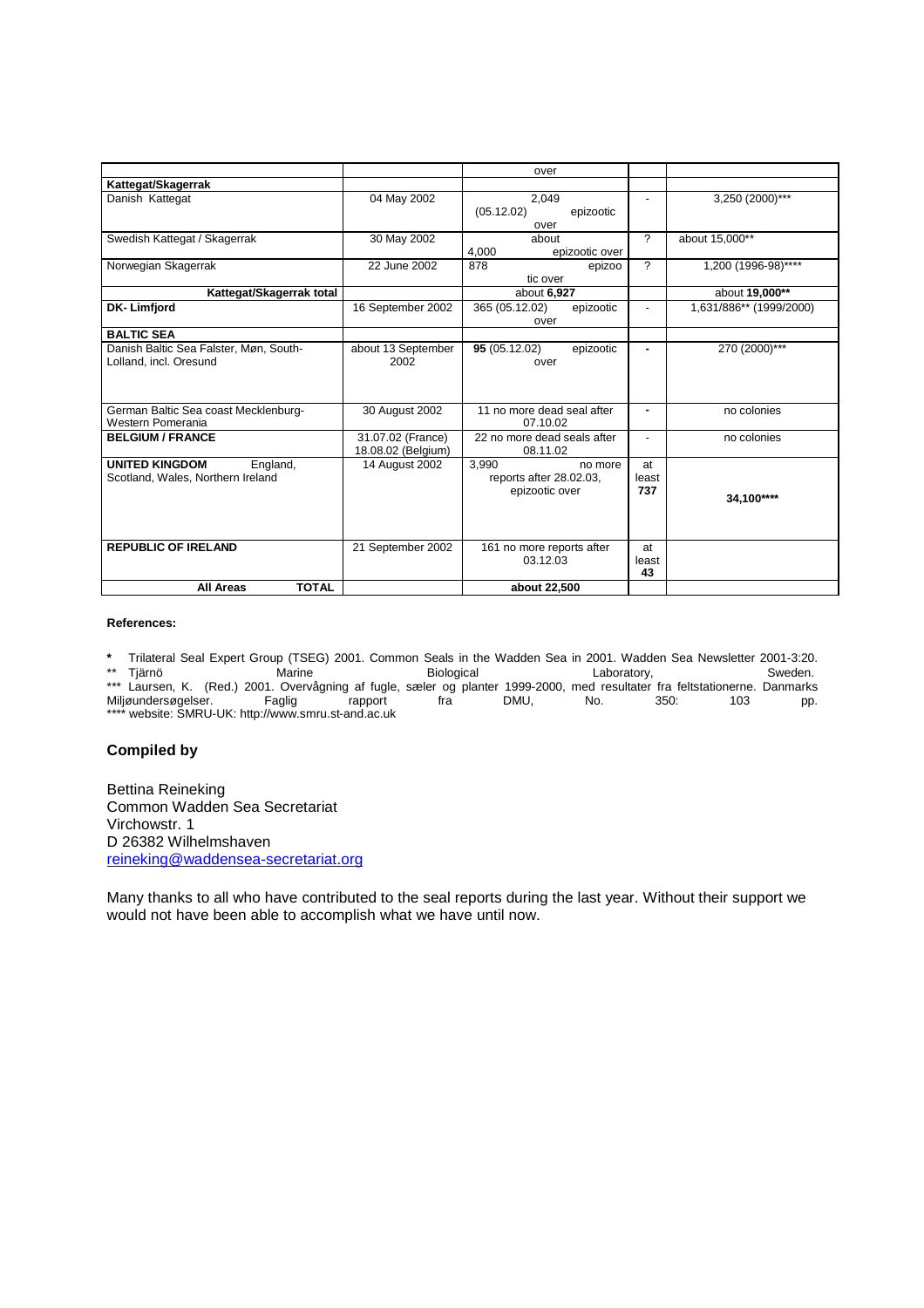| | | | | |
|---|---|---|---|---|
| | | over | | |
| **Kattegat/Skagerrak** | | | | |
| Danish Kattegat | 04 May 2002 | 2,049 (05.12.02) epizootic over | - | 3,250 (2000)*** |
| Swedish Kattegat / Skagerrak | 30 May 2002 | about 4,000 epizootic over | ? | about 15,000** |
| Norwegian Skagerrak | 22 June 2002 | 878 epizootic over | ? | 1,200 (1996-98)**** |
| **Kattegat/Skagerrak total** | | about **6,927** | | about **19,000**** |
| **DK- Limfjord** | 16 September 2002 | 365 (05.12.02) epizootic over | - | 1,631/886** (1999/2000) |
| **BALTIC SEA** | | | | |
| Danish Baltic Sea Falster, Møn, South-Lolland, incl. Oresund | about 13 September 2002 | **95** (05.12.02) epizootic over | - | 270 (2000)*** |
| German Baltic Sea coast Mecklenburg-Western Pomerania | 30 August 2002 | 11 no more dead seal after 07.10.02 | - | no colonies |
| **BELGIUM / FRANCE** | 31.07.02 (France) 18.08.02 (Belgium) | 22 no more dead seals after 08.11.02 | - | no colonies |
| **UNITED KINGDOM** England, Scotland, Wales, Northern Ireland | 14 August 2002 | 3,990 no more reports after 28.02.03, epizootic over | at least 737 | **34,100****** |
| **REPUBLIC OF IRELAND** | 21 September 2002 | 161 no more reports after 03.12.03 | at least 43 | |
| **All Areas TOTAL** | | **about 22,500** | | |

**References:**

\* Trilateral Seal Expert Group (TSEG) 2001. Common Seals in the Wadden Sea in 2001. Wadden Sea Newsletter 2001-3:20.
\** Tjärnö Marine Biological Laboratory, Sweden.
\*** Laursen, K. (Red.) 2001. Overvågning af fugle, sæler og planter 1999-2000, med resultater fra feltstationerne. Danmarks Miljøundersøgelser. Faglig rapport fra DMU, No. 350: 103 pp.
\**** website: SMRU-UK: http://www.smru.st-and.ac.uk

### Compiled by

Bettina Reineking
Common Wadden Sea Secretariat
Virchowstr. 1
D 26382 Wilhelmshaven
reineking@waddensea-secretariat.org

Many thanks to all who have contributed to the seal reports during the last year. Without their support we would not have been able to accomplish what we have until now.